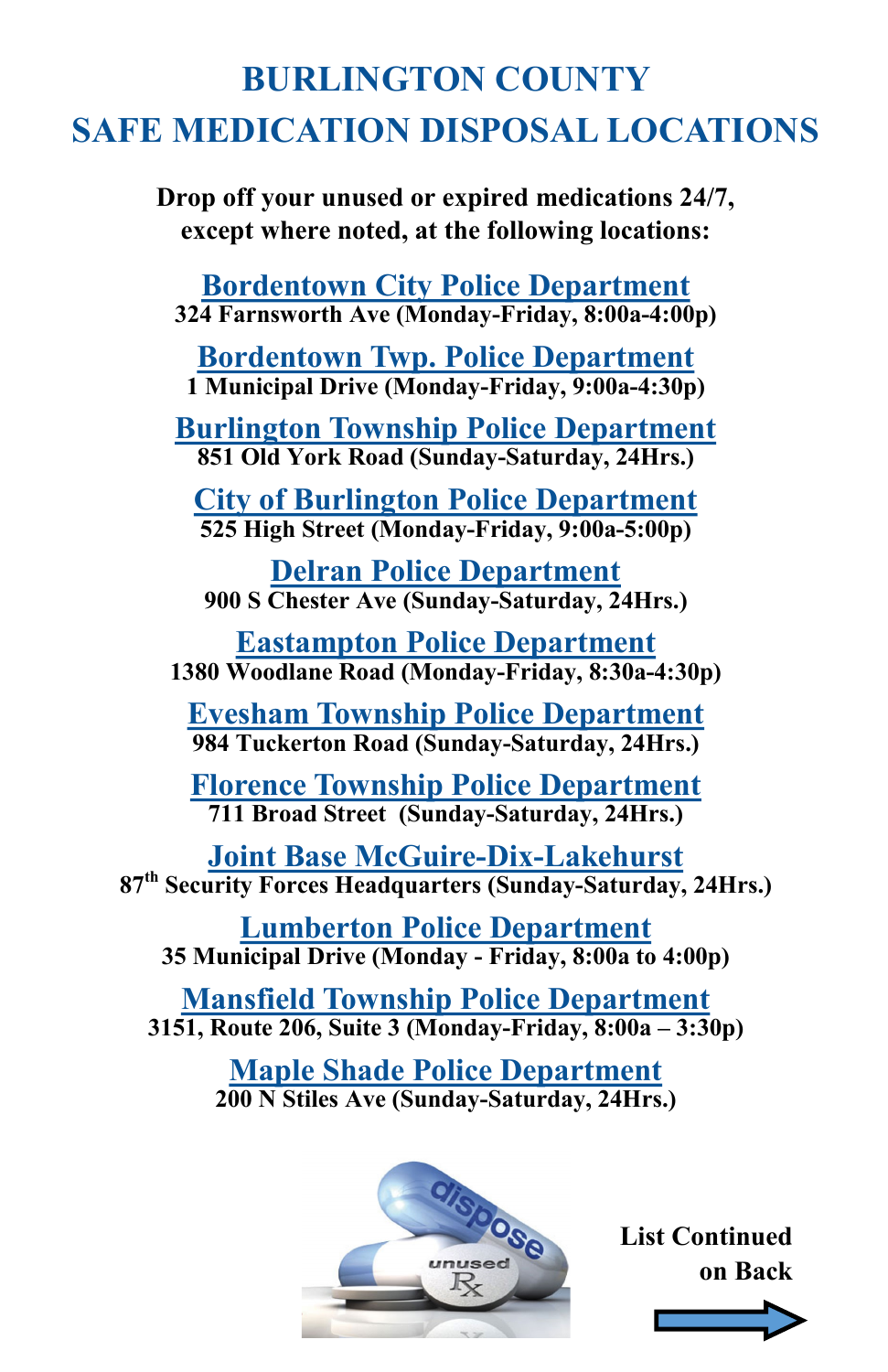# BURLINGTON COUNTY
# SAFE MEDICATION DISPOSAL LOCATIONS

**Drop off your unused or expired medications 24/7, except where noted, at the following locations:**

## Bordentown City Police Department
**324 Farnsworth Ave (Monday-Friday, 8:00a-4:00p)**

## Bordentown Twp. Police Department
**1 Municipal Drive (Monday-Friday, 9:00a-4:30p)**

## Burlington Township Police Department
**851 Old York Road (Sunday-Saturday, 24Hrs.)**

## City of Burlington Police Department
**525 High Street (Monday-Friday, 9:00a-5:00p)**

## Delran Police Department
**900 S Chester Ave (Sunday-Saturday, 24Hrs.)**

## Eastampton Police Department
**1380 Woodlane Road (Monday-Friday, 8:30a-4:30p)**

## Evesham Township Police Department
**984 Tuckerton Road (Sunday-Saturday, 24Hrs.)**

## Florence Township Police Department
**711 Broad Street (Sunday-Saturday, 24Hrs.)**

## Joint Base McGuire-Dix-Lakehurst
**87th Security Forces Headquarters (Sunday-Saturday, 24Hrs.)**

## Lumberton Police Department
**35 Municipal Drive (Monday - Friday, 8:00a to 4:00p)**

## Mansfield Township Police Department
**3151, Route 206, Suite 3 (Monday-Friday, 8:00a – 3:30p)**

## Maple Shade Police Department
**200 N Stiles Ave (Sunday-Saturday, 24Hrs.)**

**List Continued on Back**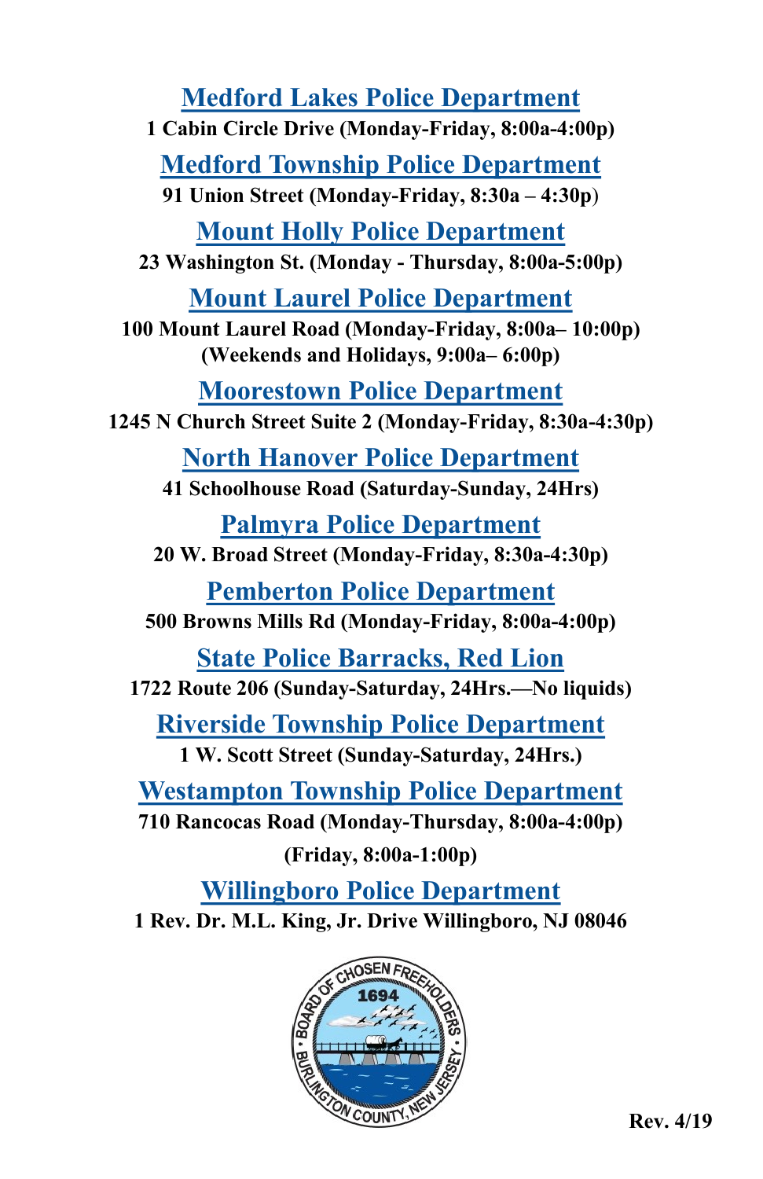**Medford Lakes Police Department**

**1 Cabin Circle Drive (Monday-Friday, 8:00a-4:00p)**

**Medford Township Police Department**

**91 Union Street (Monday-Friday, 8:30a – 4:30p)**

**Mount Holly Police Department**

**23 Washington St. (Monday - Thursday, 8:00a-5:00p)**

**Mount Laurel Police Department**

**100 Mount Laurel Road (Monday-Friday, 8:00a– 10:00p)**
**(Weekends and Holidays, 9:00a– 6:00p)**

**Moorestown Police Department**

**1245 N Church Street Suite 2 (Monday-Friday, 8:30a-4:30p)**

**North Hanover Police Department**

**41 Schoolhouse Road (Saturday-Sunday, 24Hrs)**

**Palmyra Police Department**

**20 W. Broad Street (Monday-Friday, 8:30a-4:30p)**

**Pemberton Police Department**

**500 Browns Mills Rd (Monday-Friday, 8:00a-4:00p)**

**State Police Barracks, Red Lion**

**1722 Route 206 (Sunday-Saturday, 24Hrs.—No liquids)**

**Riverside Township Police Department**

**1 W. Scott Street (Sunday-Saturday, 24Hrs.)**

**Westampton Township Police Department**

**710 Rancocas Road (Monday-Thursday, 8:00a-4:00p)**

**(Friday, 8:00a-1:00p)**

**Willingboro Police Department**

**1 Rev. Dr. M.L. King, Jr. Drive Willingboro, NJ 08046**

**Rev. 4/19**